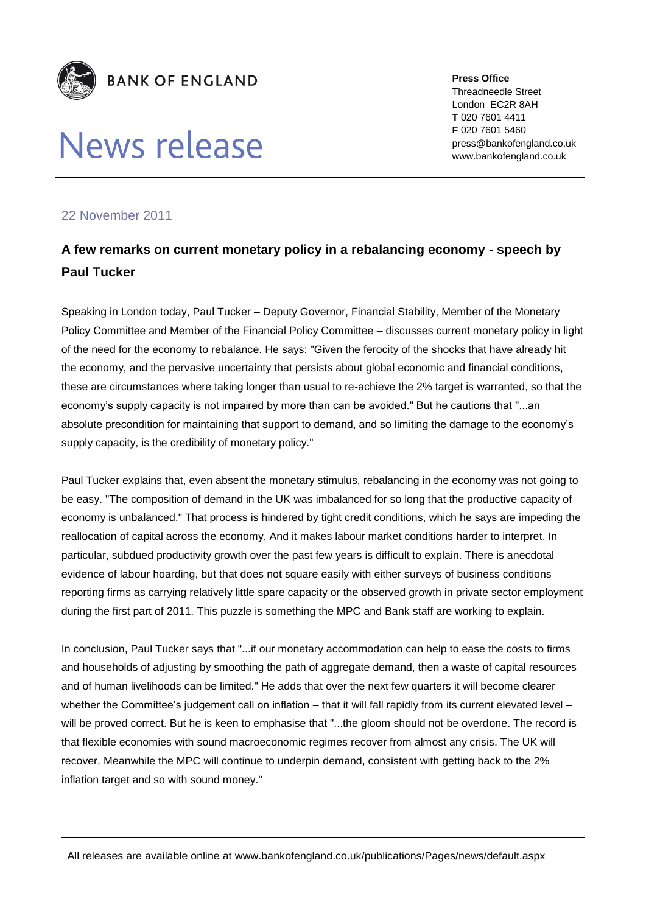**BANK OF ENGLAND**

# News release

**Press Office**
Threadneedle Street
London EC2R 8AH
**T** 020 7601 4411
**F** 020 7601 5460
press@bankofengland.co.uk
www.bankofengland.co.uk

22 November 2011

## A few remarks on current monetary policy in a rebalancing economy - speech by Paul Tucker

Speaking in London today, Paul Tucker – Deputy Governor, Financial Stability, Member of the Monetary Policy Committee and Member of the Financial Policy Committee – discusses current monetary policy in light of the need for the economy to rebalance. He says: "Given the ferocity of the shocks that have already hit the economy, and the pervasive uncertainty that persists about global economic and financial conditions, these are circumstances where taking longer than usual to re-achieve the 2% target is warranted, so that the economy's supply capacity is not impaired by more than can be avoided." But he cautions that "...an absolute precondition for maintaining that support to demand, and so limiting the damage to the economy's supply capacity, is the credibility of monetary policy."

Paul Tucker explains that, even absent the monetary stimulus, rebalancing in the economy was not going to be easy. "The composition of demand in the UK was imbalanced for so long that the productive capacity of economy is unbalanced." That process is hindered by tight credit conditions, which he says are impeding the reallocation of capital across the economy. And it makes labour market conditions harder to interpret. In particular, subdued productivity growth over the past few years is difficult to explain. There is anecdotal evidence of labour hoarding, but that does not square easily with either surveys of business conditions reporting firms as carrying relatively little spare capacity or the observed growth in private sector employment during the first part of 2011. This puzzle is something the MPC and Bank staff are working to explain.

In conclusion, Paul Tucker says that "...if our monetary accommodation can help to ease the costs to firms and households of adjusting by smoothing the path of aggregate demand, then a waste of capital resources and of human livelihoods can be limited." He adds that over the next few quarters it will become clearer whether the Committee's judgement call on inflation – that it will fall rapidly from its current elevated level – will be proved correct. But he is keen to emphasise that "...the gloom should not be overdone. The record is that flexible economies with sound macroeconomic regimes recover from almost any crisis. The UK will recover. Meanwhile the MPC will continue to underpin demand, consistent with getting back to the 2% inflation target and so with sound money."

All releases are available online at www.bankofengland.co.uk/publications/Pages/news/default.aspx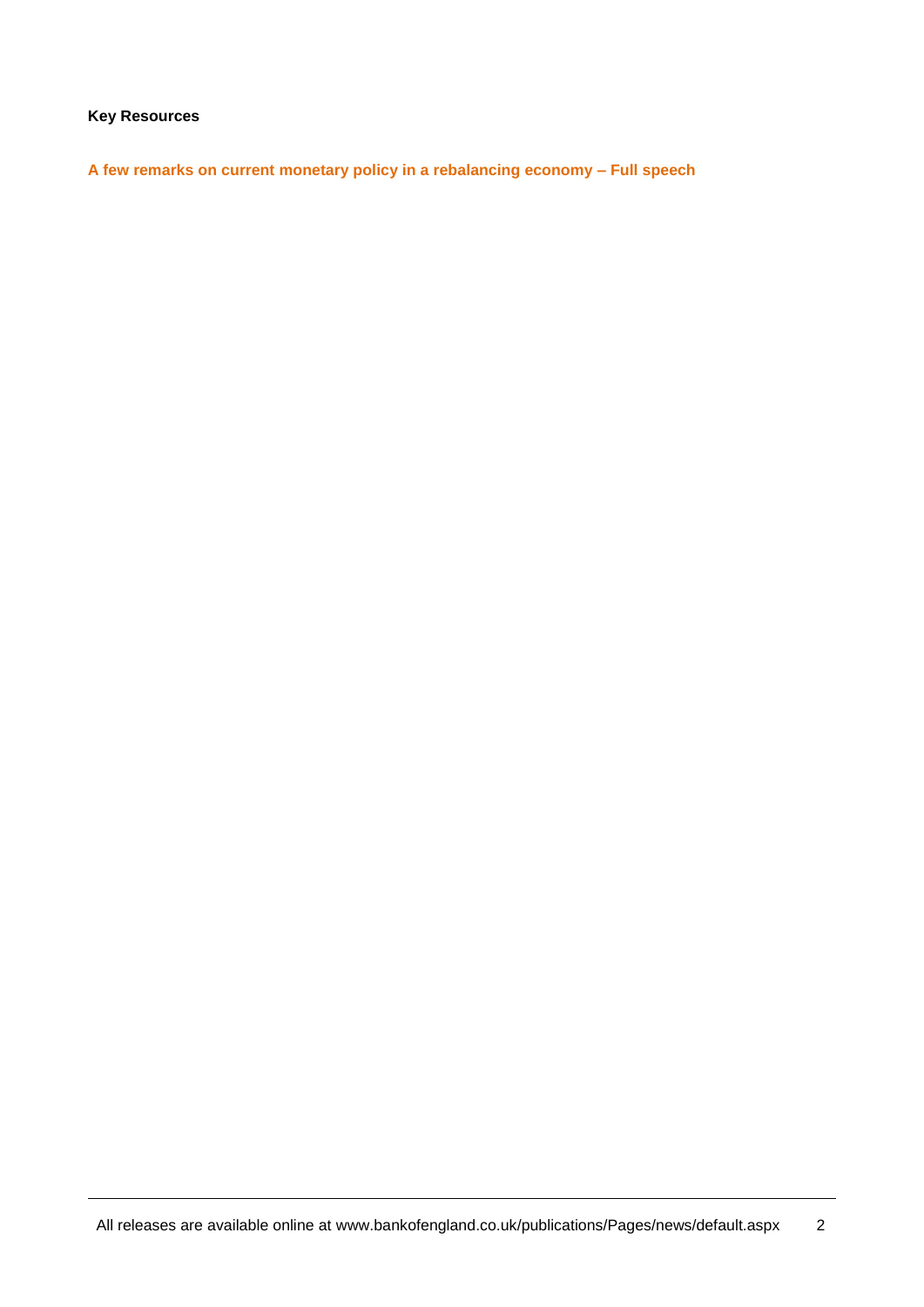**Key Resources**

**A few remarks on current monetary policy in a rebalancing economy – Full speech**